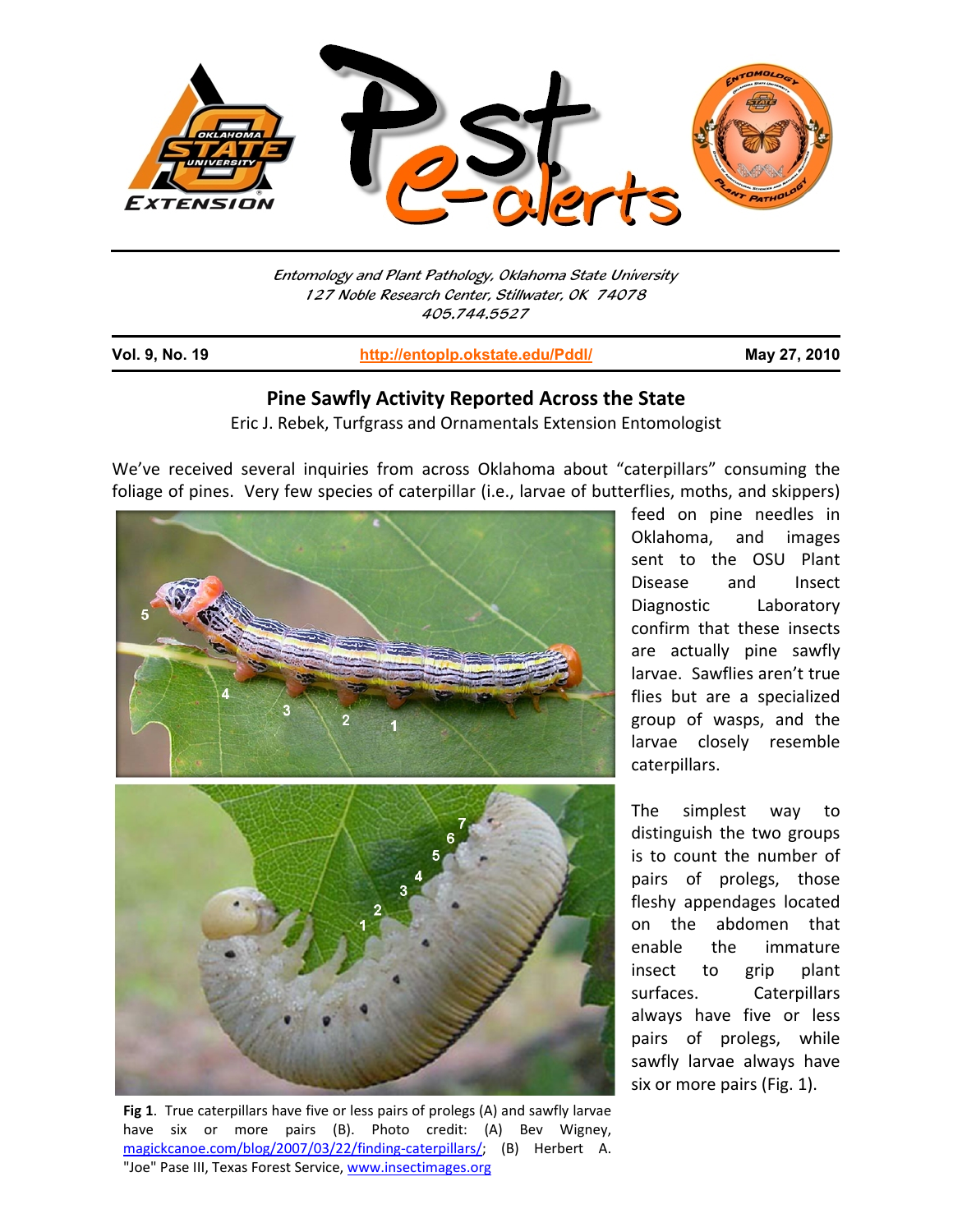Entomology and Plant Pathology, Oklahoma State University
127 Noble Research Center, Stillwater, OK 74078
405.744.5527

**Vol. 9, No. 19** | **http://entoplp.okstate.edu/Pddl/** | **May 27, 2010**

## Pine Sawfly Activity Reported Across the State

Eric J. Rebek, Turfgrass and Ornamentals Extension Entomologist

We've received several inquiries from across Oklahoma about "caterpillars" consuming the foliage of pines. Very few species of caterpillar (i.e., larvae of butterflies, moths, and skippers) feed on pine needles in Oklahoma, and images sent to the OSU Plant Disease and Insect Diagnostic Laboratory confirm that these insects are actually pine sawfly larvae. Sawflies aren't true flies but are a specialized group of wasps, and the larvae closely resemble caterpillars.

The simplest way to distinguish the two groups is to count the number of pairs of prolegs, those fleshy appendages located on the abdomen that enable the immature insect to grip plant surfaces. Caterpillars always have five or less pairs of prolegs, while sawfly larvae always have six or more pairs (Fig. 1).

**Fig 1**. True caterpillars have five or less pairs of prolegs (A) and sawfly larvae have six or more pairs (B). Photo credit: (A) Bev Wigney, magickcanoe.com/blog/2007/03/22/finding-caterpillars/; (B) Herbert A. "Joe" Pase III, Texas Forest Service, www.insectimages.org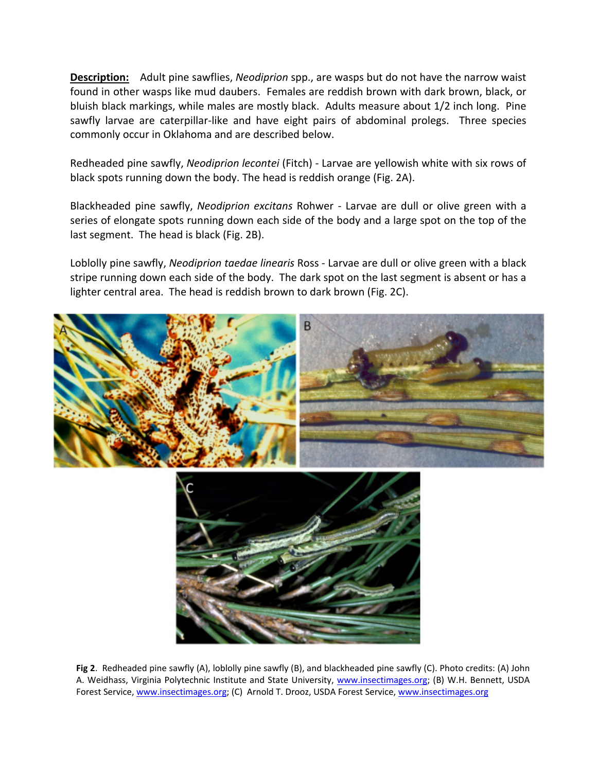**Description:** Adult pine sawflies, *Neodiprion* spp., are wasps but do not have the narrow waist found in other wasps like mud daubers. Females are reddish brown with dark brown, black, or bluish black markings, while males are mostly black. Adults measure about 1/2 inch long. Pine sawfly larvae are caterpillar-like and have eight pairs of abdominal prolegs. Three species commonly occur in Oklahoma and are described below.

Redheaded pine sawfly, *Neodiprion lecontei* (Fitch) - Larvae are yellowish white with six rows of black spots running down the body. The head is reddish orange (Fig. 2A).

Blackheaded pine sawfly, *Neodiprion excitans* Rohwer - Larvae are dull or olive green with a series of elongate spots running down each side of the body and a large spot on the top of the last segment. The head is black (Fig. 2B).

Loblolly pine sawfly, *Neodiprion taedae linearis* Ross - Larvae are dull or olive green with a black stripe running down each side of the body. The dark spot on the last segment is absent or has a lighter central area. The head is reddish brown to dark brown (Fig. 2C).

**Fig 2**. Redheaded pine sawfly (A), loblolly pine sawfly (B), and blackheaded pine sawfly (C). Photo credits: (A) John A. Weidhass, Virginia Polytechnic Institute and State University, www.insectimages.org; (B) W.H. Bennett, USDA Forest Service, www.insectimages.org; (C) Arnold T. Drooz, USDA Forest Service, www.insectimages.org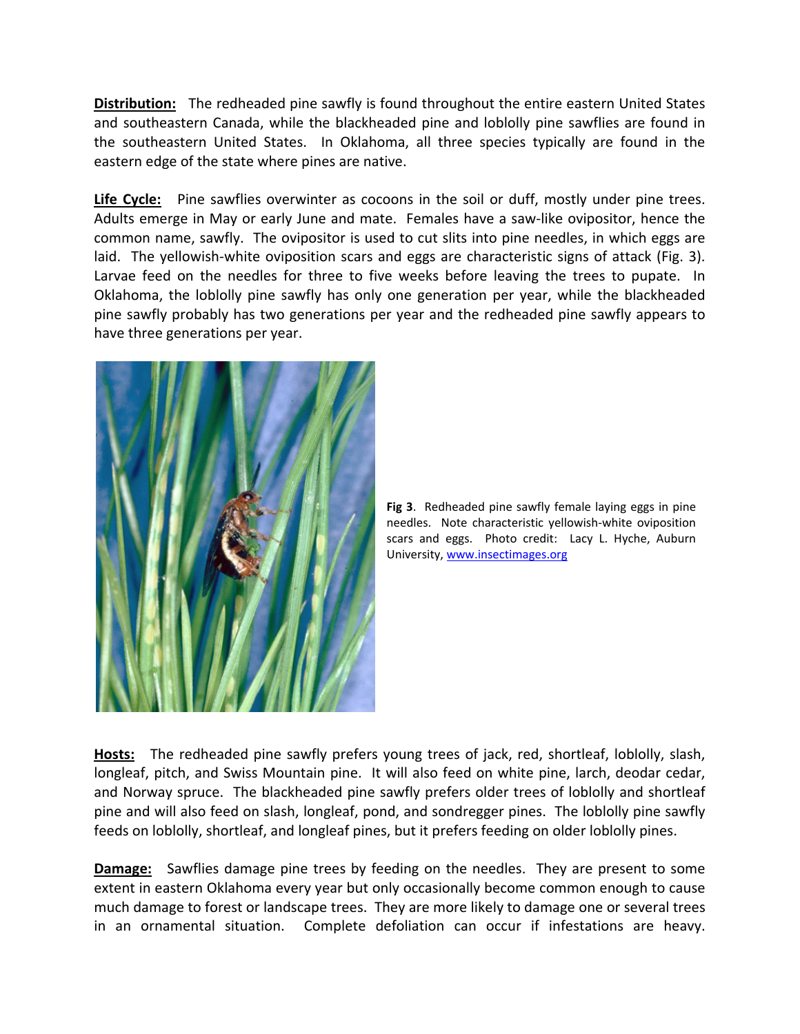**Distribution:** The redheaded pine sawfly is found throughout the entire eastern United States and southeastern Canada, while the blackheaded pine and loblolly pine sawflies are found in the southeastern United States. In Oklahoma, all three species typically are found in the eastern edge of the state where pines are native.

**Life Cycle:** Pine sawflies overwinter as cocoons in the soil or duff, mostly under pine trees. Adults emerge in May or early June and mate. Females have a saw-like ovipositor, hence the common name, sawfly. The ovipositor is used to cut slits into pine needles, in which eggs are laid. The yellowish-white oviposition scars and eggs are characteristic signs of attack (Fig. 3). Larvae feed on the needles for three to five weeks before leaving the trees to pupate. In Oklahoma, the loblolly pine sawfly has only one generation per year, while the blackheaded pine sawfly probably has two generations per year and the redheaded pine sawfly appears to have three generations per year.

**Fig 3**. Redheaded pine sawfly female laying eggs in pine needles. Note characteristic yellowish-white oviposition scars and eggs. Photo credit: Lacy L. Hyche, Auburn University, www.insectimages.org

**Hosts:** The redheaded pine sawfly prefers young trees of jack, red, shortleaf, loblolly, slash, longleaf, pitch, and Swiss Mountain pine. It will also feed on white pine, larch, deodar cedar, and Norway spruce. The blackheaded pine sawfly prefers older trees of loblolly and shortleaf pine and will also feed on slash, longleaf, pond, and sondregger pines. The loblolly pine sawfly feeds on loblolly, shortleaf, and longleaf pines, but it prefers feeding on older loblolly pines.

**Damage:** Sawflies damage pine trees by feeding on the needles. They are present to some extent in eastern Oklahoma every year but only occasionally become common enough to cause much damage to forest or landscape trees. They are more likely to damage one or several trees in an ornamental situation. Complete defoliation can occur if infestations are heavy.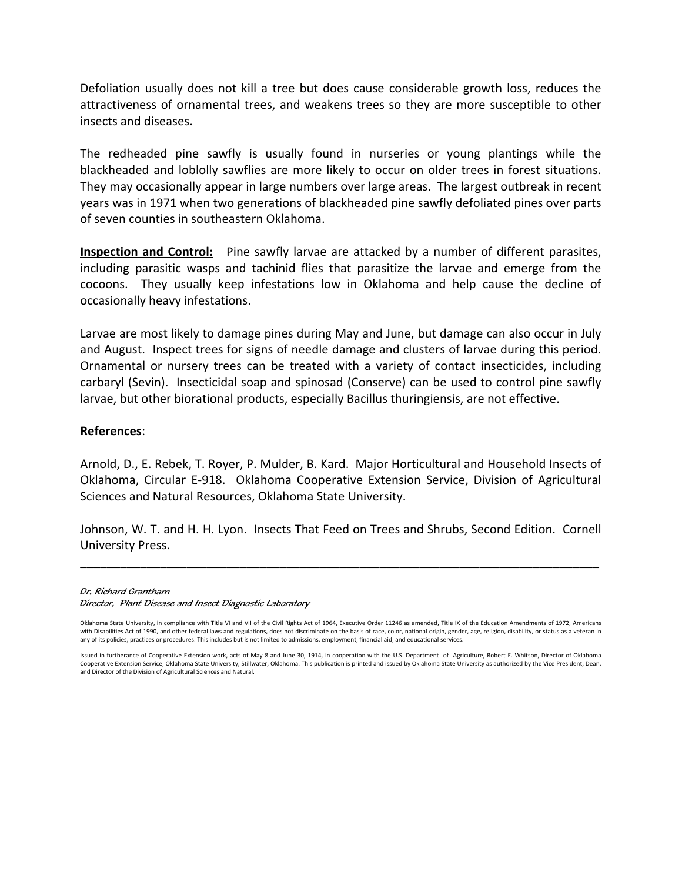Defoliation usually does not kill a tree but does cause considerable growth loss, reduces the attractiveness of ornamental trees, and weakens trees so they are more susceptible to other insects and diseases.

The redheaded pine sawfly is usually found in nurseries or young plantings while the blackheaded and loblolly sawflies are more likely to occur on older trees in forest situations. They may occasionally appear in large numbers over large areas. The largest outbreak in recent years was in 1971 when two generations of blackheaded pine sawfly defoliated pines over parts of seven counties in southeastern Oklahoma.

**Inspection and Control:** Pine sawfly larvae are attacked by a number of different parasites, including parasitic wasps and tachinid flies that parasitize the larvae and emerge from the cocoons. They usually keep infestations low in Oklahoma and help cause the decline of occasionally heavy infestations.

Larvae are most likely to damage pines during May and June, but damage can also occur in July and August. Inspect trees for signs of needle damage and clusters of larvae during this period. Ornamental or nursery trees can be treated with a variety of contact insecticides, including carbaryl (Sevin). Insecticidal soap and spinosad (Conserve) can be used to control pine sawfly larvae, but other biorational products, especially Bacillus thuringiensis, are not effective.

**References**:

Arnold, D., E. Rebek, T. Royer, P. Mulder, B. Kard. Major Horticultural and Household Insects of Oklahoma, Circular E-918. Oklahoma Cooperative Extension Service, Division of Agricultural Sciences and Natural Resources, Oklahoma State University.

Johnson, W. T. and H. H. Lyon. Insects That Feed on Trees and Shrubs, Second Edition. Cornell University Press.

---

*Dr. Richard Grantham*
*Director, Plant Disease and Insect Diagnostic Laboratory*

Oklahoma State University, in compliance with Title VI and VII of the Civil Rights Act of 1964, Executive Order 11246 as amended, Title IX of the Education Amendments of 1972, Americans with Disabilities Act of 1990, and other federal laws and regulations, does not discriminate on the basis of race, color, national origin, gender, age, religion, disability, or status as a veteran in any of its policies, practices or procedures. This includes but is not limited to admissions, employment, financial aid, and educational services.

Issued in furtherance of Cooperative Extension work, acts of May 8 and June 30, 1914, in cooperation with the U.S. Department of Agriculture, Robert E. Whitson, Director of Oklahoma Cooperative Extension Service, Oklahoma State University, Stillwater, Oklahoma. This publication is printed and issued by Oklahoma State University as authorized by the Vice President, Dean, and Director of the Division of Agricultural Sciences and Natural.